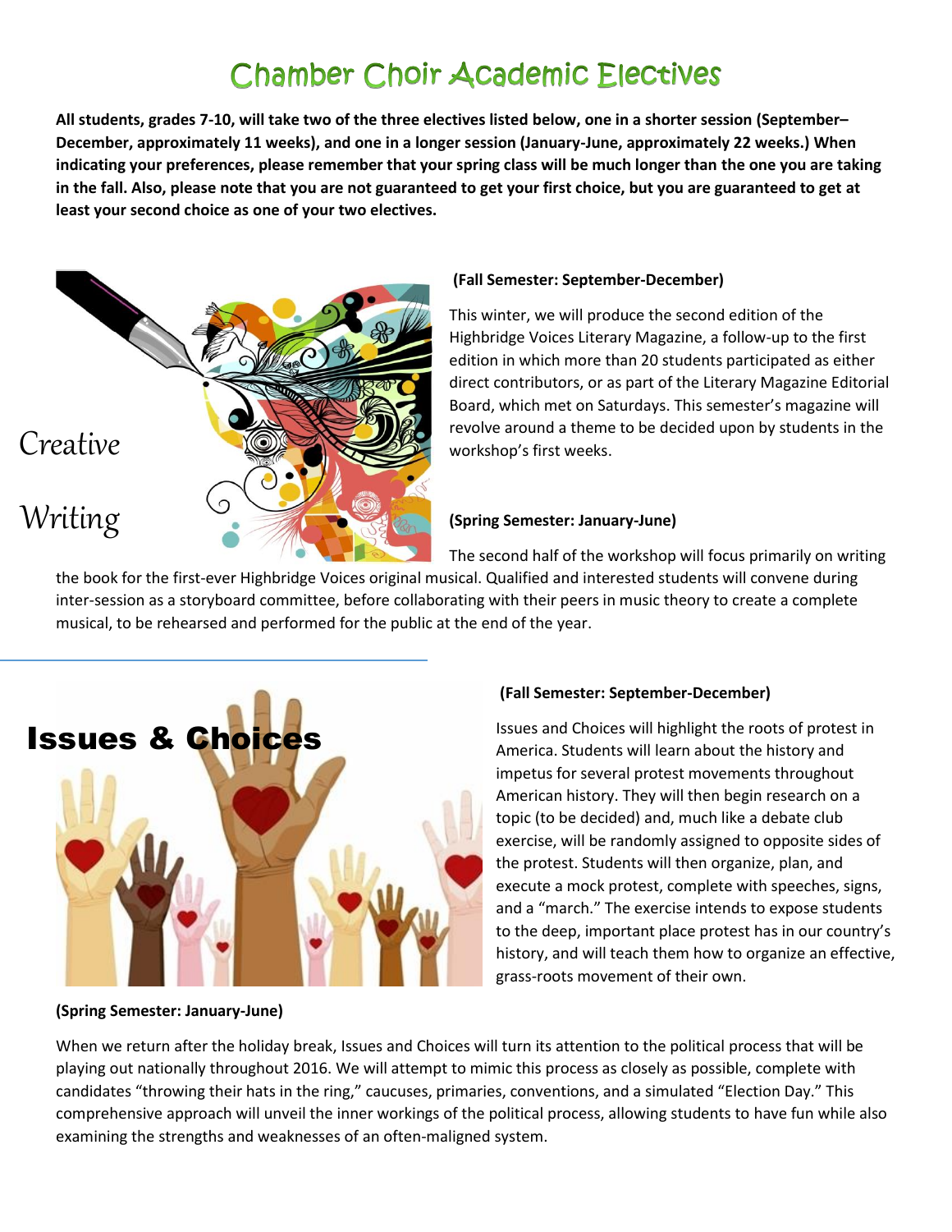# Chamber Choir Academic Electives

**All students, grades 7-10, will take two of the three electives listed below, one in a shorter session (September–December, approximately 11 weeks), and one in a longer session (January-June, approximately 22 weeks.) When indicating your preferences, please remember that your spring class will be much longer than the one you are taking in the fall. Also, please note that you are not guaranteed to get your first choice, but you are guaranteed to get at least your second choice as one of your two electives.**

## Creative Writing

**(Fall Semester: September-December)**

This winter, we will produce the second edition of the Highbridge Voices Literary Magazine, a follow-up to the first edition in which more than 20 students participated as either direct contributors, or as part of the Literary Magazine Editorial Board, which met on Saturdays. This semester's magazine will revolve around a theme to be decided upon by students in the workshop's first weeks.

**(Spring Semester: January-June)**

The second half of the workshop will focus primarily on writing the book for the first-ever Highbridge Voices original musical. Qualified and interested students will convene during inter-session as a storyboard committee, before collaborating with their peers in music theory to create a complete musical, to be rehearsed and performed for the public at the end of the year.

## Issues & Choices

**(Fall Semester: September-December)**

Issues and Choices will highlight the roots of protest in America. Students will learn about the history and impetus for several protest movements throughout American history. They will then begin research on a topic (to be decided) and, much like a debate club exercise, will be randomly assigned to opposite sides of the protest. Students will then organize, plan, and execute a mock protest, complete with speeches, signs, and a "march." The exercise intends to expose students to the deep, important place protest has in our country's history, and will teach them how to organize an effective, grass-roots movement of their own.

**(Spring Semester: January-June)**

When we return after the holiday break, Issues and Choices will turn its attention to the political process that will be playing out nationally throughout 2016. We will attempt to mimic this process as closely as possible, complete with candidates "throwing their hats in the ring," caucuses, primaries, conventions, and a simulated "Election Day." This comprehensive approach will unveil the inner workings of the political process, allowing students to have fun while also examining the strengths and weaknesses of an often-maligned system.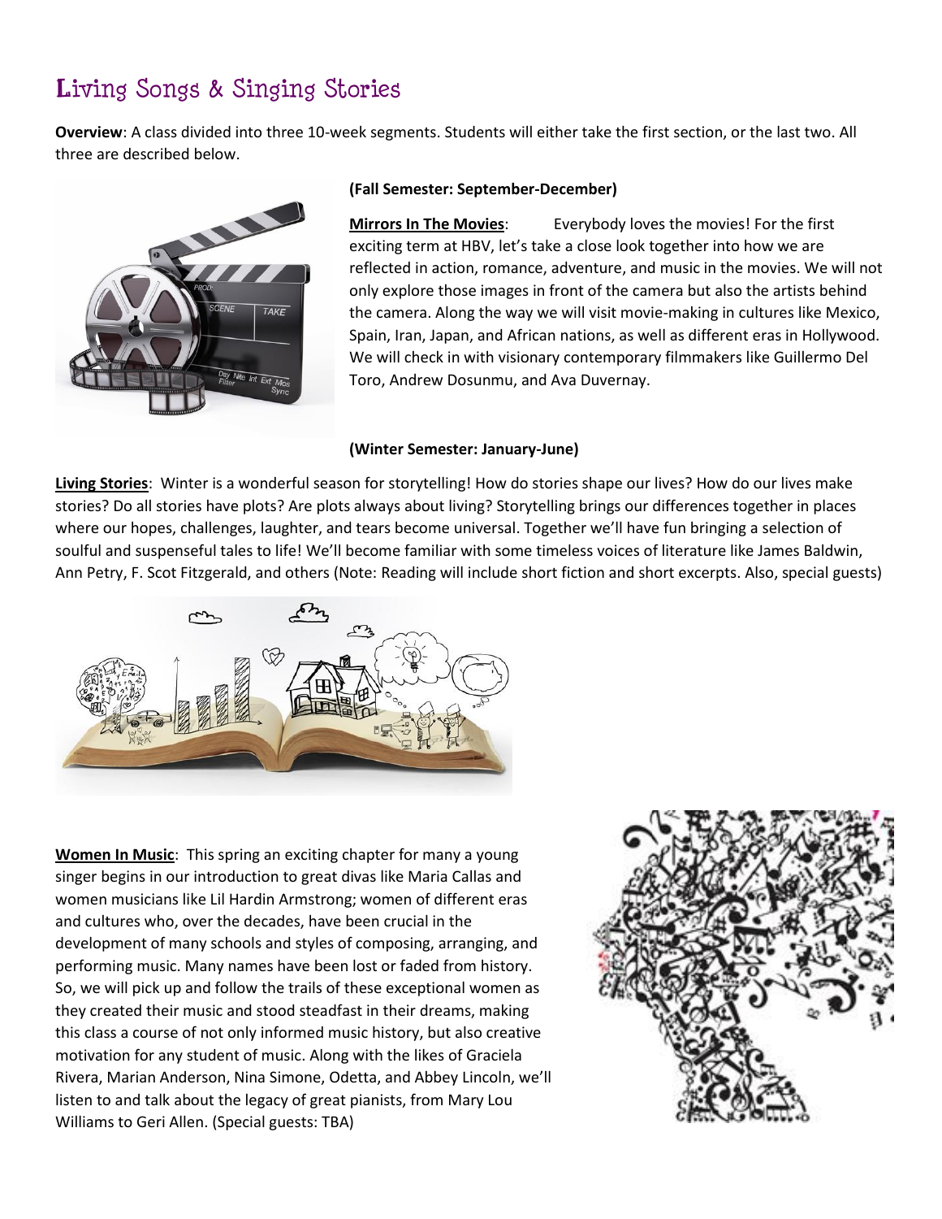# Living Songs & Singing Stories

**Overview**: A class divided into three 10-week segments. Students will either take the first section, or the last two. All three are described below.

**(Fall Semester: September-December)**

**<u>Mirrors In The Movies</u>**: Everybody loves the movies! For the first exciting term at HBV, let's take a close look together into how we are reflected in action, romance, adventure, and music in the movies. We will not only explore those images in front of the camera but also the artists behind the camera. Along the way we will visit movie-making in cultures like Mexico, Spain, Iran, Japan, and African nations, as well as different eras in Hollywood. We will check in with visionary contemporary filmmakers like Guillermo Del Toro, Andrew Dosunmu, and Ava Duvernay.

**(Winter Semester: January-June)**

**<u>Living Stories</u>**: Winter is a wonderful season for storytelling! How do stories shape our lives? How do our lives make stories? Do all stories have plots? Are plots always about living? Storytelling brings our differences together in places where our hopes, challenges, laughter, and tears become universal. Together we'll have fun bringing a selection of soulful and suspenseful tales to life! We'll become familiar with some timeless voices of literature like James Baldwin, Ann Petry, F. Scot Fitzgerald, and others (Note: Reading will include short fiction and short excerpts. Also, special guests)

**<u>Women In Music</u>**: This spring an exciting chapter for many a young singer begins in our introduction to great divas like Maria Callas and women musicians like Lil Hardin Armstrong; women of different eras and cultures who, over the decades, have been crucial in the development of many schools and styles of composing, arranging, and performing music. Many names have been lost or faded from history. So, we will pick up and follow the trails of these exceptional women as they created their music and stood steadfast in their dreams, making this class a course of not only informed music history, but also creative motivation for any student of music. Along with the likes of Graciela Rivera, Marian Anderson, Nina Simone, Odetta, and Abbey Lincoln, we'll listen to and talk about the legacy of great pianists, from Mary Lou Williams to Geri Allen. (Special guests: TBA)